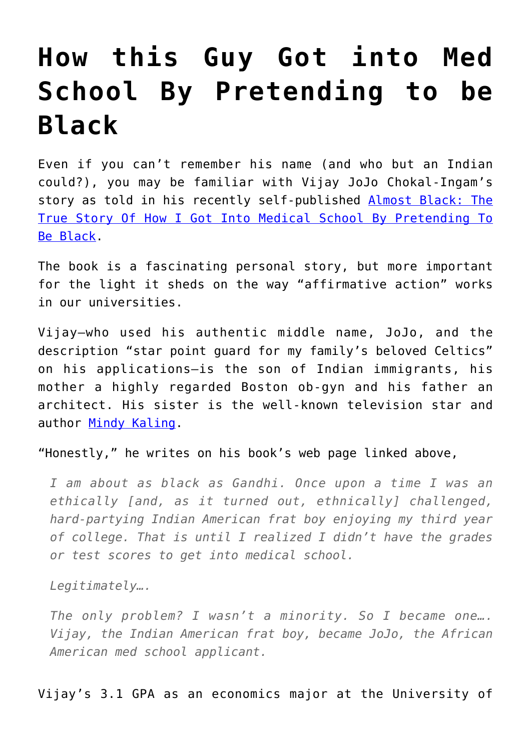# How this Guy Got into Med School By Pretending to be Black

Even if you can't remember his name (and who but an Indian could?), you may be familiar with Vijay JoJo Chokal-Ingam's story as told in his recently self-published [Almost Black: The True Story Of How I Got Into Medical School By Pretending To Be Black](#).

The book is a fascinating personal story, but more important for the light it sheds on the way "affirmative action" works in our universities.

Vijay—who used his authentic middle name, JoJo, and the description "star point guard for my family's beloved Celtics" on his applications—is the son of Indian immigrants, his mother a highly regarded Boston ob-gyn and his father an architect. His sister is the well-known television star and author [Mindy Kaling](#).

"Honestly," he writes on his book's web page linked above,

> *I am about as black as Gandhi. Once upon a time I was an ethically [and, as it turned out, ethnically] challenged, hard-partying Indian American frat boy enjoying my third year of college. That is until I realized I didn't have the grades or test scores to get into medical school.*
>
> *Legitimately….*
>
> *The only problem? I wasn't a minority. So I became one…. Vijay, the Indian American frat boy, became JoJo, the African American med school applicant.*

Vijay's 3.1 GPA as an economics major at the University of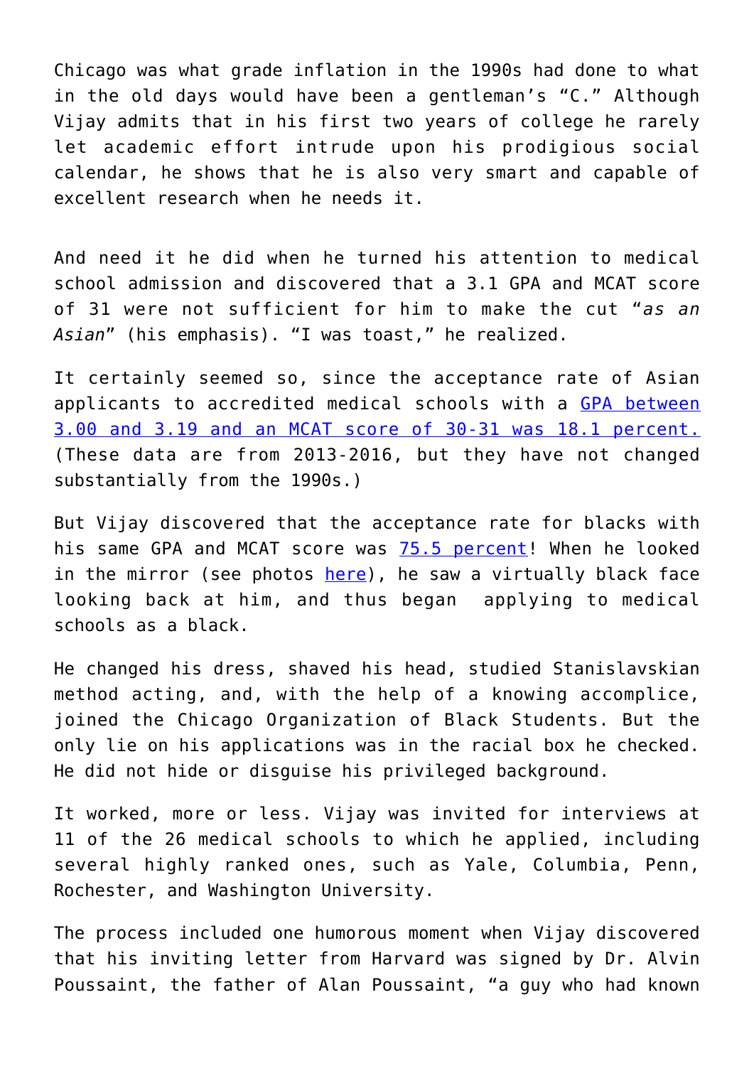Chicago was what grade inflation in the 1990s had done to what in the old days would have been a gentleman's "C." Although Vijay admits that in his first two years of college he rarely let academic effort intrude upon his prodigious social calendar, he shows that he is also very smart and capable of excellent research when he needs it.

And need it he did when he turned his attention to medical school admission and discovered that a 3.1 GPA and MCAT score of 31 were not sufficient for him to make the cut "*as an Asian*" (his emphasis). "I was toast," he realized.

It certainly seemed so, since the acceptance rate of Asian applicants to accredited medical schools with a GPA between 3.00 and 3.19 and an MCAT score of 30-31 was 18.1 percent. (These data are from 2013-2016, but they have not changed substantially from the 1990s.)

But Vijay discovered that the acceptance rate for blacks with his same GPA and MCAT score was 75.5 percent! When he looked in the mirror (see photos here), he saw a virtually black face looking back at him, and thus began applying to medical schools as a black.

He changed his dress, shaved his head, studied Stanislavskian method acting, and, with the help of a knowing accomplice, joined the Chicago Organization of Black Students. But the only lie on his applications was in the racial box he checked. He did not hide or disguise his privileged background.

It worked, more or less. Vijay was invited for interviews at 11 of the 26 medical schools to which he applied, including several highly ranked ones, such as Yale, Columbia, Penn, Rochester, and Washington University.

The process included one humorous moment when Vijay discovered that his inviting letter from Harvard was signed by Dr. Alvin Poussaint, the father of Alan Poussaint, "a guy who had known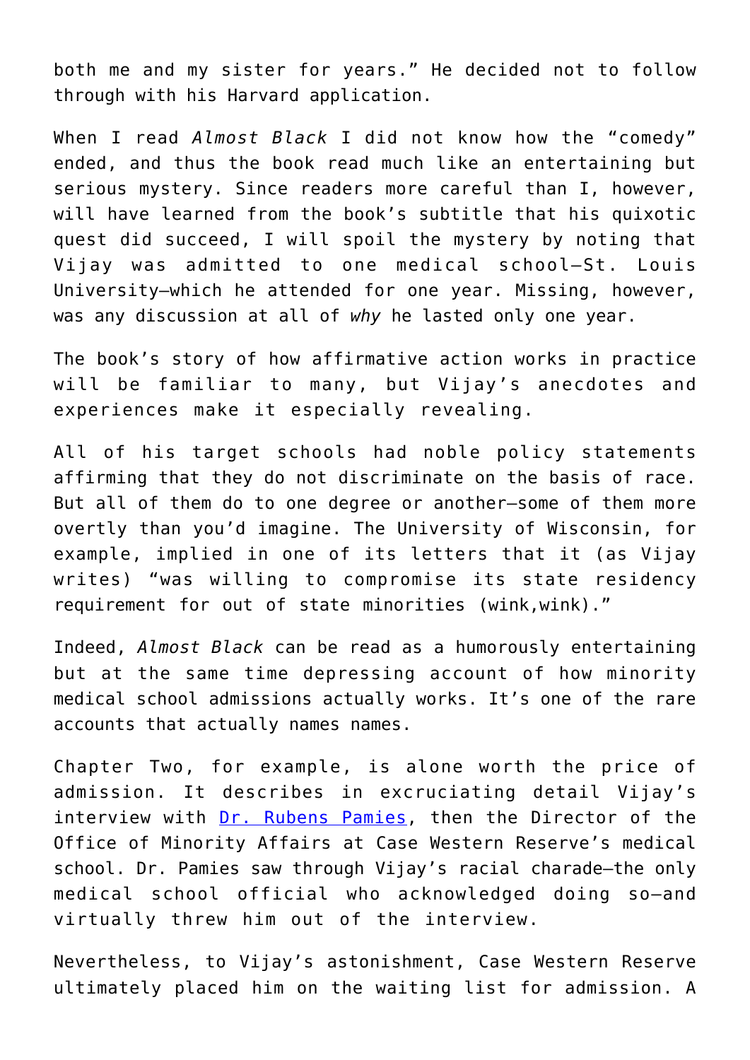both me and my sister for years." He decided not to follow through with his Harvard application.

When I read *Almost Black* I did not know how the "comedy" ended, and thus the book read much like an entertaining but serious mystery. Since readers more careful than I, however, will have learned from the book's subtitle that his quixotic quest did succeed, I will spoil the mystery by noting that Vijay was admitted to one medical school—St. Louis University—which he attended for one year. Missing, however, was any discussion at all of *why* he lasted only one year.

The book's story of how affirmative action works in practice will be familiar to many, but Vijay's anecdotes and experiences make it especially revealing.

All of his target schools had noble policy statements affirming that they do not discriminate on the basis of race. But all of them do to one degree or another—some of them more overtly than you'd imagine. The University of Wisconsin, for example, implied in one of its letters that it (as Vijay writes) "was willing to compromise its state residency requirement for out of state minorities (wink,wink)."

Indeed, *Almost Black* can be read as a humorously entertaining but at the same time depressing account of how minority medical school admissions actually works. It's one of the rare accounts that actually names names.

Chapter Two, for example, is alone worth the price of admission. It describes in excruciating detail Vijay's interview with [Dr. Rubens Pamies](), then the Director of the Office of Minority Affairs at Case Western Reserve's medical school. Dr. Pamies saw through Vijay's racial charade—the only medical school official who acknowledged doing so—and virtually threw him out of the interview.

Nevertheless, to Vijay's astonishment, Case Western Reserve ultimately placed him on the waiting list for admission. A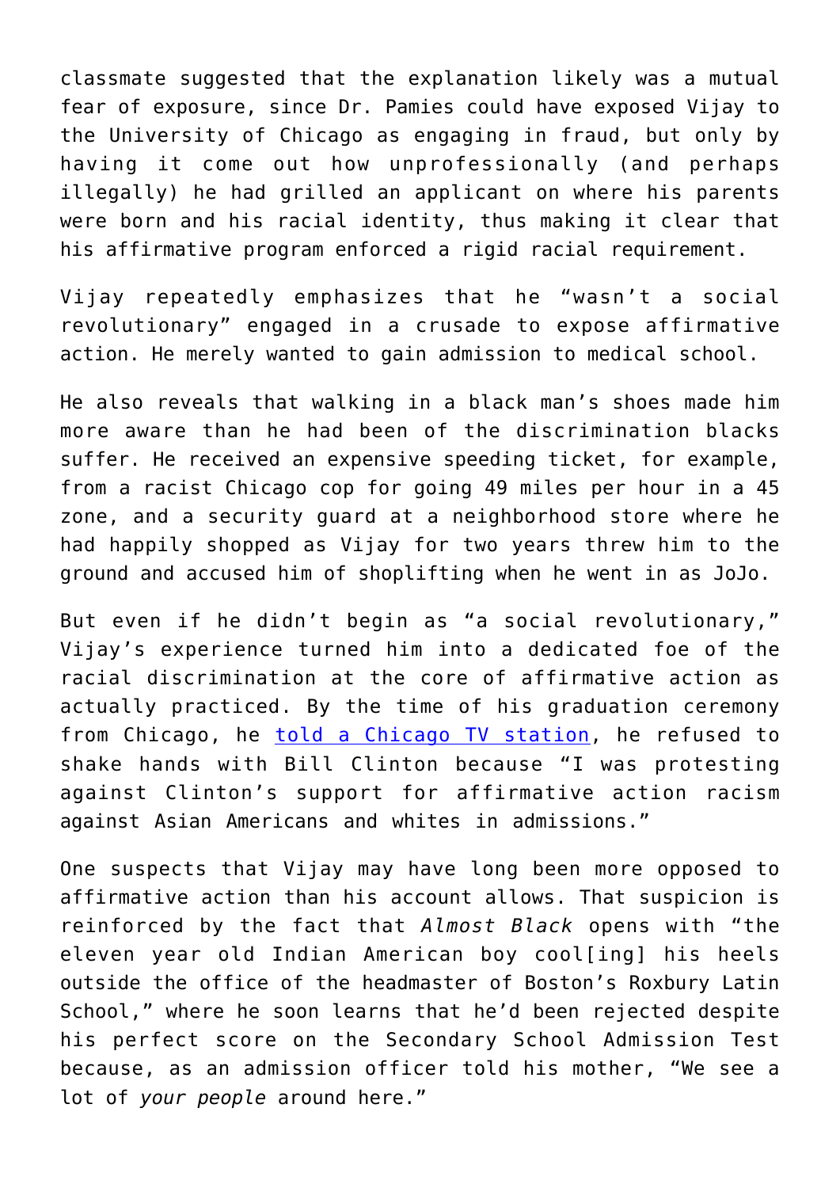classmate suggested that the explanation likely was a mutual fear of exposure, since Dr. Pamies could have exposed Vijay to the University of Chicago as engaging in fraud, but only by having it come out how unprofessionally (and perhaps illegally) he had grilled an applicant on where his parents were born and his racial identity, thus making it clear that his affirmative program enforced a rigid racial requirement.

Vijay repeatedly emphasizes that he "wasn't a social revolutionary" engaged in a crusade to expose affirmative action. He merely wanted to gain admission to medical school.

He also reveals that walking in a black man's shoes made him more aware than he had been of the discrimination blacks suffer. He received an expensive speeding ticket, for example, from a racist Chicago cop for going 49 miles per hour in a 45 zone, and a security guard at a neighborhood store where he had happily shopped as Vijay for two years threw him to the ground and accused him of shoplifting when he went in as JoJo.

But even if he didn't begin as "a social revolutionary," Vijay's experience turned him into a dedicated foe of the racial discrimination at the core of affirmative action as actually practiced. By the time of his graduation ceremony from Chicago, he told a Chicago TV station, he refused to shake hands with Bill Clinton because "I was protesting against Clinton's support for affirmative action racism against Asian Americans and whites in admissions."

One suspects that Vijay may have long been more opposed to affirmative action than his account allows. That suspicion is reinforced by the fact that *Almost Black* opens with "the eleven year old Indian American boy cool[ing] his heels outside the office of the headmaster of Boston's Roxbury Latin School," where he soon learns that he'd been rejected despite his perfect score on the Secondary School Admission Test because, as an admission officer told his mother, "We see a lot of *your people* around here."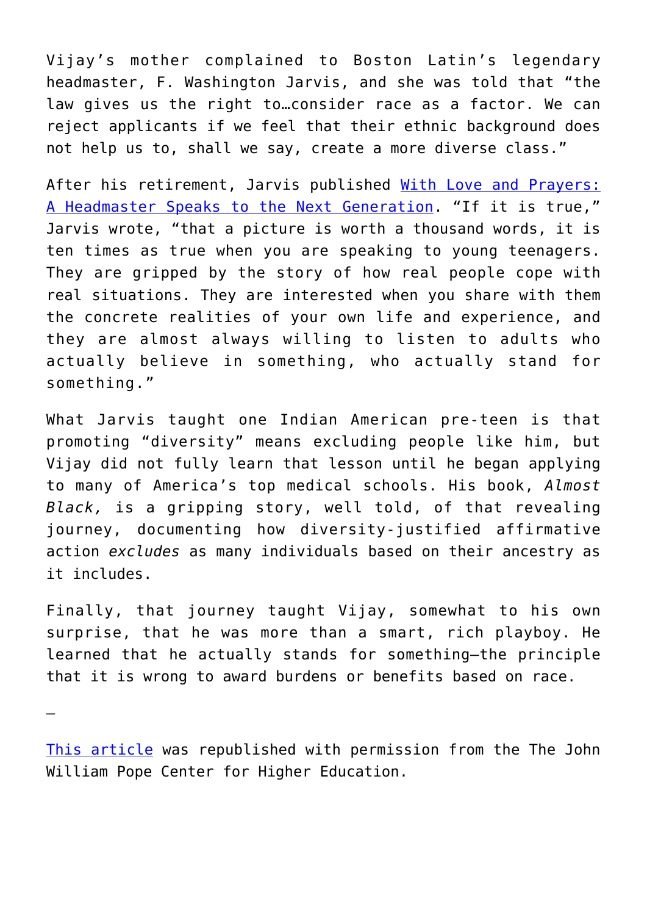Vijay's mother complained to Boston Latin's legendary headmaster, F. Washington Jarvis, and she was told that "the law gives us the right to…consider race as a factor. We can reject applicants if we feel that their ethnic background does not help us to, shall we say, create a more diverse class."

After his retirement, Jarvis published [With Love and Prayers: A Headmaster Speaks to the Next Generation](). "If it is true," Jarvis wrote, "that a picture is worth a thousand words, it is ten times as true when you are speaking to young teenagers. They are gripped by the story of how real people cope with real situations. They are interested when you share with them the concrete realities of your own life and experience, and they are almost always willing to listen to adults who actually believe in something, who actually stand for something."

What Jarvis taught one Indian American pre-teen is that promoting "diversity" means excluding people like him, but Vijay did not fully learn that lesson until he began applying to many of America's top medical schools. His book, *Almost Black,* is a gripping story, well told, of that revealing journey, documenting how diversity-justified affirmative action *excludes* as many individuals based on their ancestry as it includes.

Finally, that journey taught Vijay, somewhat to his own surprise, that he was more than a smart, rich playboy. He learned that he actually stands for something—the principle that it is wrong to award burdens or benefits based on race.

—

[This article]() was republished with permission from the The John William Pope Center for Higher Education.